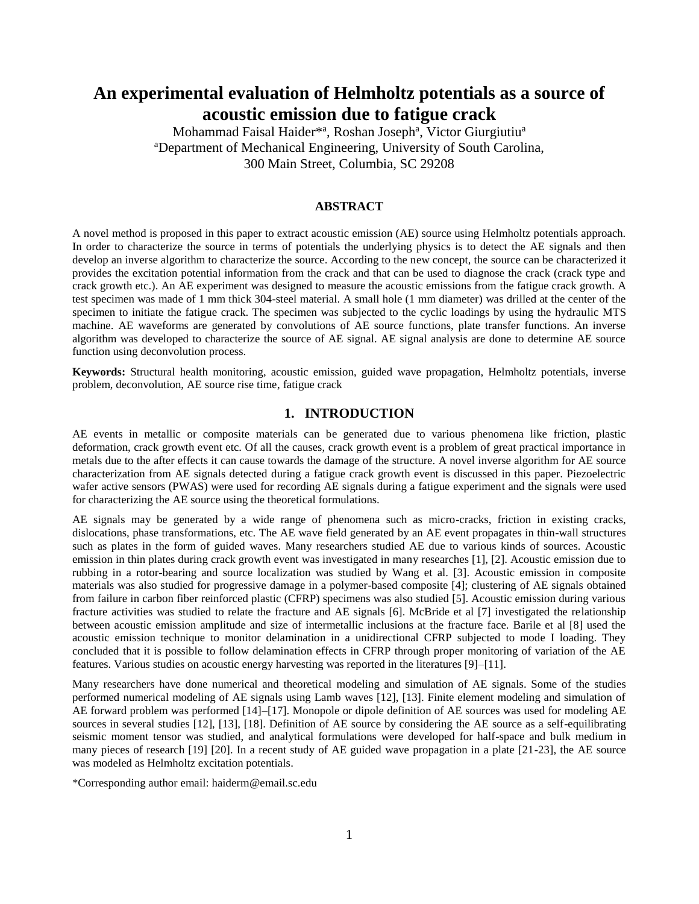# An experimental evaluation of Helmholtz potentials as a source of acoustic emission due to fatigue crack

Mohammad Faisal Haider*[a], Roshan Joseph[a], Victor Giurgiutiu[a]

[a]Department of Mechanical Engineering, University of South Carolina, 300 Main Street, Columbia, SC 29208

## ABSTRACT

A novel method is proposed in this paper to extract acoustic emission (AE) source using Helmholtz potentials approach. In order to characterize the source in terms of potentials the underlying physics is to detect the AE signals and then develop an inverse algorithm to characterize the source. According to the new concept, the source can be characterized it provides the excitation potential information from the crack and that can be used to diagnose the crack (crack type and crack growth etc.). An AE experiment was designed to measure the acoustic emissions from the fatigue crack growth. A test specimen was made of 1 mm thick 304-steel material. A small hole (1 mm diameter) was drilled at the center of the specimen to initiate the fatigue crack. The specimen was subjected to the cyclic loadings by using the hydraulic MTS machine. AE waveforms are generated by convolutions of AE source functions, plate transfer functions. An inverse algorithm was developed to characterize the source of AE signal. AE signal analysis are done to determine AE source function using deconvolution process.

**Keywords:** Structural health monitoring, acoustic emission, guided wave propagation, Helmholtz potentials, inverse problem, deconvolution, AE source rise time, fatigue crack

## 1. INTRODUCTION

AE events in metallic or composite materials can be generated due to various phenomena like friction, plastic deformation, crack growth event etc. Of all the causes, crack growth event is a problem of great practical importance in metals due to the after effects it can cause towards the damage of the structure. A novel inverse algorithm for AE source characterization from AE signals detected during a fatigue crack growth event is discussed in this paper. Piezoelectric wafer active sensors (PWAS) were used for recording AE signals during a fatigue experiment and the signals were used for characterizing the AE source using the theoretical formulations.

AE signals may be generated by a wide range of phenomena such as micro-cracks, friction in existing cracks, dislocations, phase transformations, etc. The AE wave field generated by an AE event propagates in thin-wall structures such as plates in the form of guided waves. Many researchers studied AE due to various kinds of sources. Acoustic emission in thin plates during crack growth event was investigated in many researches [1], [2]. Acoustic emission due to rubbing in a rotor-bearing and source localization was studied by Wang et al. [3]. Acoustic emission in composite materials was also studied for progressive damage in a polymer-based composite [4]; clustering of AE signals obtained from failure in carbon fiber reinforced plastic (CFRP) specimens was also studied [5]. Acoustic emission during various fracture activities was studied to relate the fracture and AE signals [6]. McBride et al [7] investigated the relationship between acoustic emission amplitude and size of intermetallic inclusions at the fracture face. Barile et al [8] used the acoustic emission technique to monitor delamination in a unidirectional CFRP subjected to mode I loading. They concluded that it is possible to follow delamination effects in CFRP through proper monitoring of variation of the AE features. Various studies on acoustic energy harvesting was reported in the literatures [9]–[11].

Many researchers have done numerical and theoretical modeling and simulation of AE signals. Some of the studies performed numerical modeling of AE signals using Lamb waves [12], [13]. Finite element modeling and simulation of AE forward problem was performed [14]–[17]. Monopole or dipole definition of AE sources was used for modeling AE sources in several studies [12], [13], [18]. Definition of AE source by considering the AE source as a self-equilibrating seismic moment tensor was studied, and analytical formulations were developed for half-space and bulk medium in many pieces of research [19] [20]. In a recent study of AE guided wave propagation in a plate [21-23], the AE source was modeled as Helmholtz excitation potentials.

*Corresponding author email: haiderm@email.sc.edu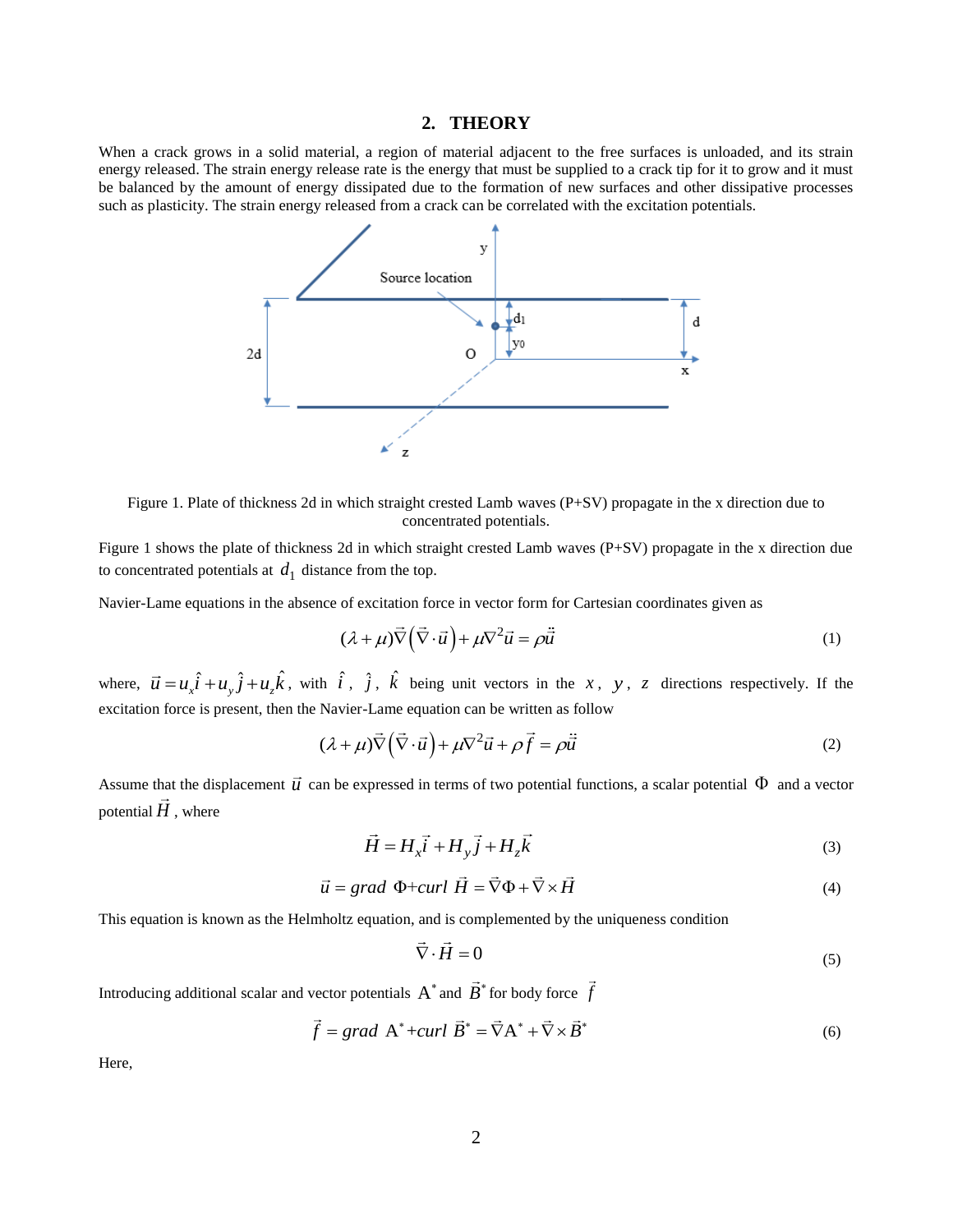## 2. THEORY

When a crack grows in a solid material, a region of material adjacent to the free surfaces is unloaded, and its strain energy released. The strain energy release rate is the energy that must be supplied to a crack tip for it to grow and it must be balanced by the amount of energy dissipated due to the formation of new surfaces and other dissipative processes such as plasticity. The strain energy released from a crack can be correlated with the excitation potentials.

Figure 1. Plate of thickness 2d in which straight crested Lamb waves (P+SV) propagate in the x direction due to concentrated potentials.

Figure 1 shows the plate of thickness 2d in which straight crested Lamb waves (P+SV) propagate in the x direction due to concentrated potentials at $d_1$ distance from the top.

Navier-Lame equations in the absence of excitation force in vector form for Cartesian coordinates given as

$$(\lambda+\mu)\vec{\nabla}\left(\vec{\nabla}\cdot\vec{u}\right)+\mu\nabla^2\vec{u}=\rho\ddot{\vec{u}} \tag{1}$$

where, $\vec{u}=u_x\hat{i}+u_y\hat{j}+u_z\hat{k}$, with $\hat{i}$, $\hat{j}$, $\hat{k}$ being unit vectors in the $x$, $y$, $z$ directions respectively. If the excitation force is present, then the Navier-Lame equation can be written as follow

$$(\lambda+\mu)\vec{\nabla}\left(\vec{\nabla}\cdot\vec{u}\right)+\mu\nabla^2\vec{u}+\rho\vec{f}=\rho\ddot{\vec{u}} \tag{2}$$

Assume that the displacement $\vec{u}$ can be expressed in terms of two potential functions, a scalar potential $\Phi$ and a vector potential $\vec{H}$, where

$$\vec{H}=H_x\vec{i}+H_y\vec{j}+H_z\vec{k} \tag{3}$$

$$\vec{u}=grad\ \Phi+curl\ \vec{H}=\vec{\nabla}\Phi+\vec{\nabla}\times\vec{H} \tag{4}$$

This equation is known as the Helmholtz equation, and is complemented by the uniqueness condition

$$\vec{\nabla}\cdot\vec{H}=0 \tag{5}$$

Introducing additional scalar and vector potentials $\mathrm{A}^*$ and $\vec{B}^*$ for body force $\vec{f}$

$$\vec{f}=grad\ \mathrm{A}^*+curl\ \vec{B}^*=\vec{\nabla}\mathrm{A}^*+\vec{\nabla}\times\vec{B}^* \tag{6}$$

Here,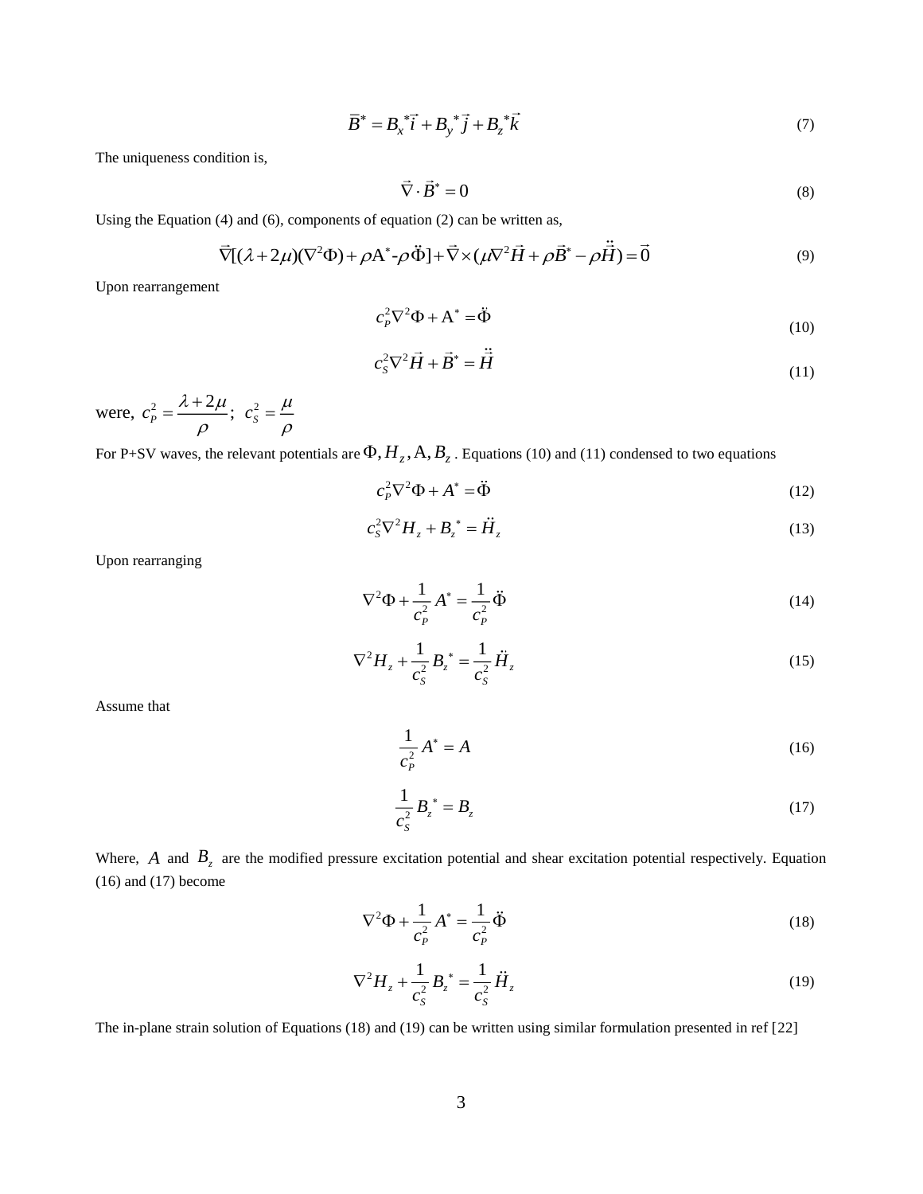$$\bar{B}^* = B_x^*\vec{i} + B_y^*\vec{j} + B_z^*\vec{k} \tag{7}$$

The uniqueness condition is,

$$\vec{\nabla} \cdot \vec{B}^* = 0 \tag{8}$$

Using the Equation (4) and (6), components of equation (2) can be written as,

$$\vec{\nabla}[(\lambda + 2\mu)(\nabla^2\Phi) + \rho A^* - \rho\ddot{\Phi}] + \vec{\nabla} \times (\mu\nabla^2\vec{H} + \rho\vec{B}^* - \rho\ddot{\vec{H}}) = \vec{0} \tag{9}$$

Upon rearrangement

$$c_P^2\nabla^2\Phi + A^* = \ddot{\Phi} \tag{10}$$

$$c_S^2\nabla^2\vec{H} + \vec{B}^* = \ddot{\vec{H}} \tag{11}$$

were, $c_P^2 = \dfrac{\lambda + 2\mu}{\rho}$; $c_S^2 = \dfrac{\mu}{\rho}$

For P+SV waves, the relevant potentials are $\Phi, H_z, A, B_z$. Equations (10) and (11) condensed to two equations

$$c_P^2\nabla^2\Phi + A^* = \ddot{\Phi} \tag{12}$$

$$c_S^2\nabla^2 H_z + B_z^* = \ddot{H}_z \tag{13}$$

Upon rearranging

$$\nabla^2\Phi + \frac{1}{c_P^2}A^* = \frac{1}{c_P^2}\ddot{\Phi} \tag{14}$$

$$\nabla^2 H_z + \frac{1}{c_S^2}B_z^* = \frac{1}{c_S^2}\ddot{H}_z \tag{15}$$

Assume that

$$\frac{1}{c_P^2}A^* = A \tag{16}$$

$$\frac{1}{c_S^2}B_z^* = B_z \tag{17}$$

Where, $A$ and $B_z$ are the modified pressure excitation potential and shear excitation potential respectively. Equation (16) and (17) become

$$\nabla^2\Phi + \frac{1}{c_P^2}A^* = \frac{1}{c_P^2}\ddot{\Phi} \tag{18}$$

$$\nabla^2 H_z + \frac{1}{c_S^2}B_z^* = \frac{1}{c_S^2}\ddot{H}_z \tag{19}$$

The in-plane strain solution of Equations (18) and (19) can be written using similar formulation presented in ref [22]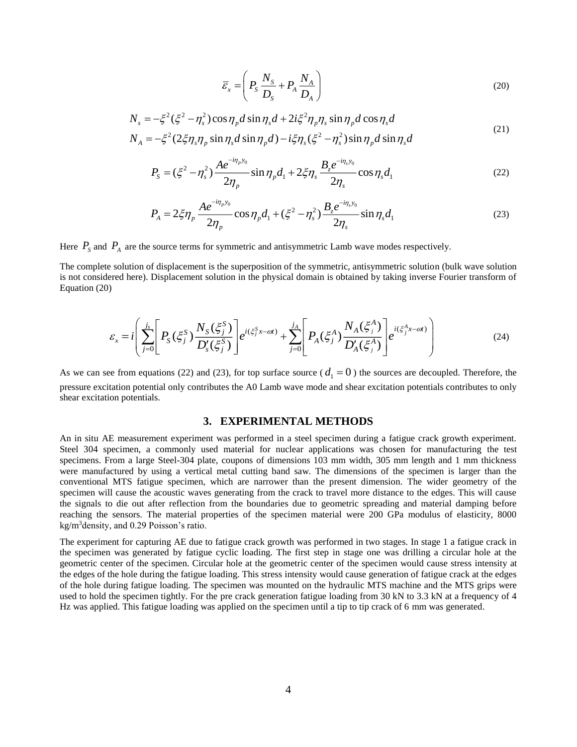$$\bar{\varepsilon}_x = \left( P_S \frac{N_S}{D_S} + P_A \frac{N_A}{D_A} \right) \tag{20}$$

$$\begin{aligned} N_s &= -\xi^2(\xi^2 - \eta_s^2)\cos\eta_p d \sin\eta_s d + 2i\xi^2\eta_p\eta_s \sin\eta_p d \cos\eta_s d \\ N_A &= -\xi^2(2\xi\eta_s\eta_p \sin\eta_s d \sin\eta_p d) - i\xi\eta_s(\xi^2 - \eta_s^2)\sin\eta_p d \sin\eta_s d \end{aligned} \tag{21}$$

$$P_S = (\xi^2 - \eta_s^2)\frac{Ae^{-i\eta_p y_0}}{2\eta_p}\sin\eta_p d_1 + 2\xi\eta_s \frac{B_z e^{-i\eta_s y_0}}{2\eta_s}\cos\eta_s d_1 \tag{22}$$

$$P_A = 2\xi\eta_p \frac{Ae^{-i\eta_p y_0}}{2\eta_p}\cos\eta_p d_1 + (\xi^2 - \eta_s^2)\frac{B_z e^{-i\eta_s y_0}}{2\eta_s}\sin\eta_s d_1 \tag{23}$$

Here $P_S$ and $P_A$ are the source terms for symmetric and antisymmetric Lamb wave modes respectively.

The complete solution of displacement is the superposition of the symmetric, antisymmetric solution (bulk wave solution is not considered here). Displacement solution in the physical domain is obtained by taking inverse Fourier transform of Equation (20)

$$\varepsilon_x = i\left( \sum_{j=0}^{j_s}\left[ P_S(\xi_j^S)\frac{N_S(\xi_j^S)}{D_s'(\xi_j^S)} \right] e^{i(\xi_j^S x - \omega t)} + \sum_{j=0}^{j_A}\left[ P_A(\xi_j^A)\frac{N_A(\xi_j^A)}{D_A'(\xi_j^A)} \right] e^{i(\xi_j^A x - \omega t)} \right) \tag{24}$$

As we can see from equations (22) and (23), for top surface source ( $d_1 = 0$ ) the sources are decoupled. Therefore, the pressure excitation potential only contributes the A0 Lamb wave mode and shear excitation potentials contributes to only shear excitation potentials.

## 3. EXPERIMENTAL METHODS

An in situ AE measurement experiment was performed in a steel specimen during a fatigue crack growth experiment. Steel 304 specimen, a commonly used material for nuclear applications was chosen for manufacturing the test specimens. From a large Steel-304 plate, coupons of dimensions 103 mm width, 305 mm length and 1 mm thickness were manufactured by using a vertical metal cutting band saw. The dimensions of the specimen is larger than the conventional MTS fatigue specimen, which are narrower than the present dimension. The wider geometry of the specimen will cause the acoustic waves generating from the crack to travel more distance to the edges. This will cause the signals to die out after reflection from the boundaries due to geometric spreading and material damping before reaching the sensors. The material properties of the specimen material were 200 GPa modulus of elasticity, 8000 kg/m$^3$density, and 0.29 Poisson's ratio.

The experiment for capturing AE due to fatigue crack growth was performed in two stages. In stage 1 a fatigue crack in the specimen was generated by fatigue cyclic loading. The first step in stage one was drilling a circular hole at the geometric center of the specimen. Circular hole at the geometric center of the specimen would cause stress intensity at the edges of the hole during the fatigue loading. This stress intensity would cause generation of fatigue crack at the edges of the hole during fatigue loading. The specimen was mounted on the hydraulic MTS machine and the MTS grips were used to hold the specimen tightly. For the pre crack generation fatigue loading from 30 kN to 3.3 kN at a frequency of 4 Hz was applied. This fatigue loading was applied on the specimen until a tip to tip crack of 6 mm was generated.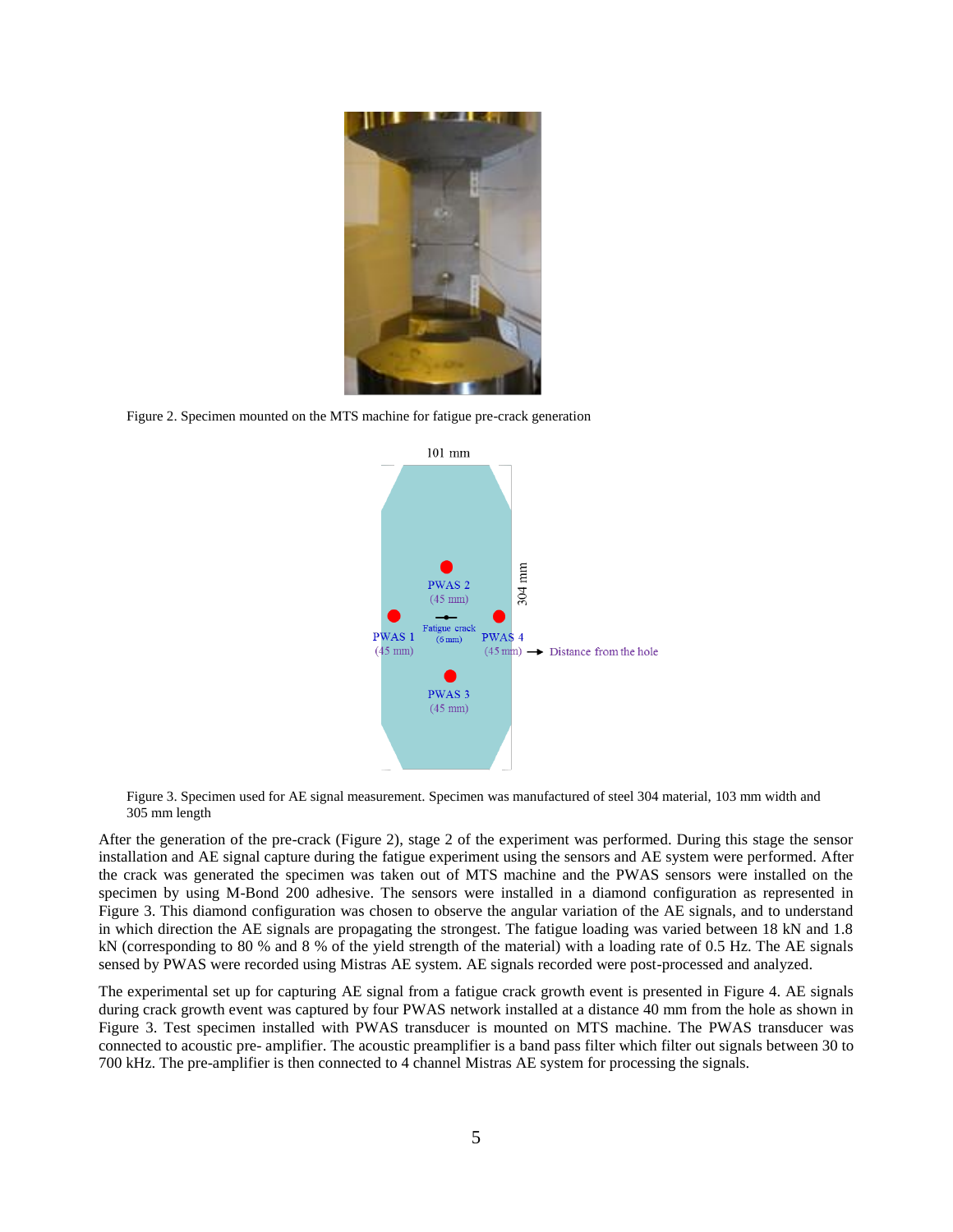Figure 2. Specimen mounted on the MTS machine for fatigue pre-crack generation

Figure 3. Specimen used for AE signal measurement. Specimen was manufactured of steel 304 material, 103 mm width and 305 mm length

After the generation of the pre-crack (Figure 2), stage 2 of the experiment was performed. During this stage the sensor installation and AE signal capture during the fatigue experiment using the sensors and AE system were performed. After the crack was generated the specimen was taken out of MTS machine and the PWAS sensors were installed on the specimen by using M-Bond 200 adhesive. The sensors were installed in a diamond configuration as represented in Figure 3. This diamond configuration was chosen to observe the angular variation of the AE signals, and to understand in which direction the AE signals are propagating the strongest. The fatigue loading was varied between 18 kN and 1.8 kN (corresponding to 80 % and 8 % of the yield strength of the material) with a loading rate of 0.5 Hz. The AE signals sensed by PWAS were recorded using Mistras AE system. AE signals recorded were post-processed and analyzed.

The experimental set up for capturing AE signal from a fatigue crack growth event is presented in Figure 4. AE signals during crack growth event was captured by four PWAS network installed at a distance 40 mm from the hole as shown in Figure 3. Test specimen installed with PWAS transducer is mounted on MTS machine. The PWAS transducer was connected to acoustic pre- amplifier. The acoustic preamplifier is a band pass filter which filter out signals between 30 to 700 kHz. The pre-amplifier is then connected to 4 channel Mistras AE system for processing the signals.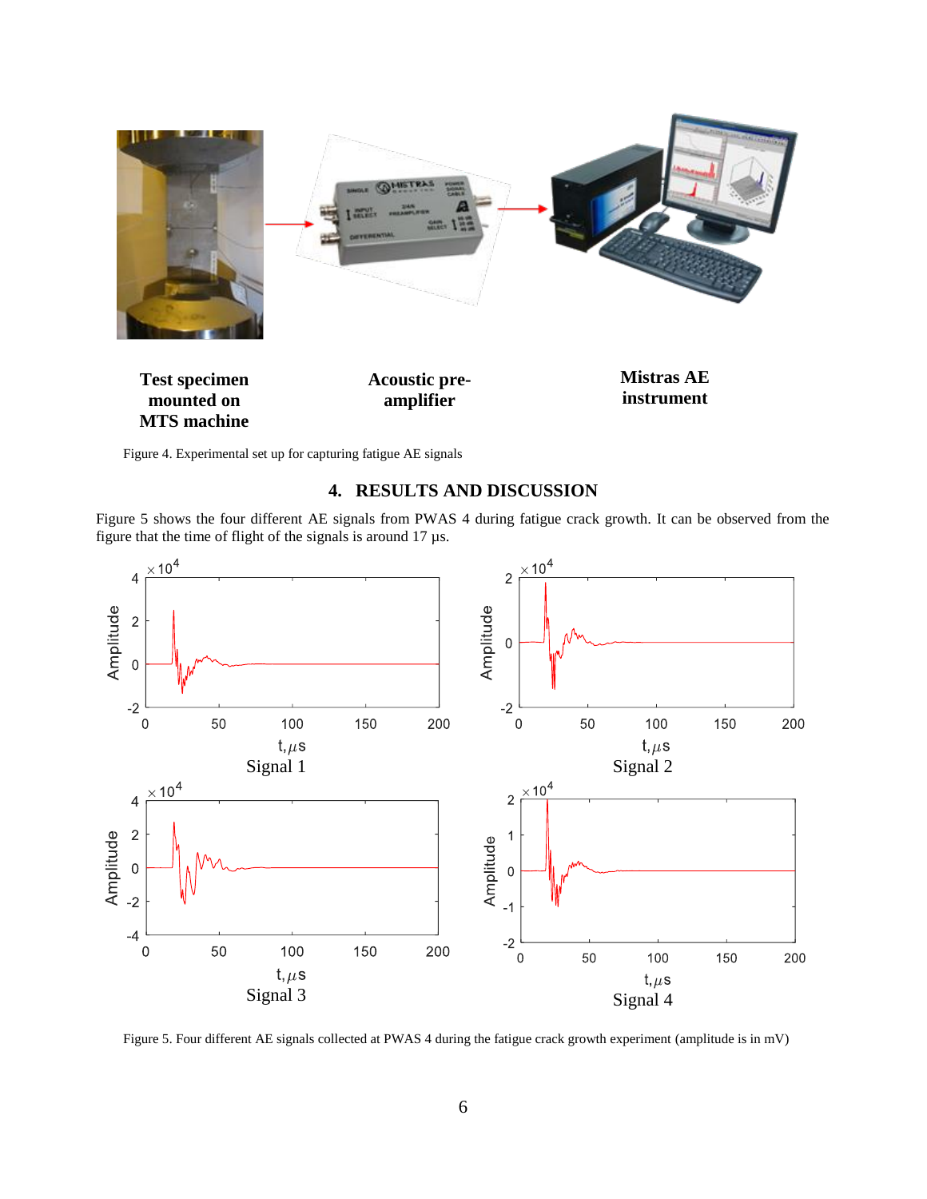Test specimen mounted on MTS machine

Acoustic pre-amplifier

Mistras AE instrument

Figure 4. Experimental set up for capturing fatigue AE signals

## 4. RESULTS AND DISCUSSION

Figure 5 shows the four different AE signals from PWAS 4 during fatigue crack growth. It can be observed from the figure that the time of flight of the signals is around 17 µs.

Signal 1

Signal 2

Signal 3

Signal 4

Figure 5. Four different AE signals collected at PWAS 4 during the fatigue crack growth experiment (amplitude is in mV)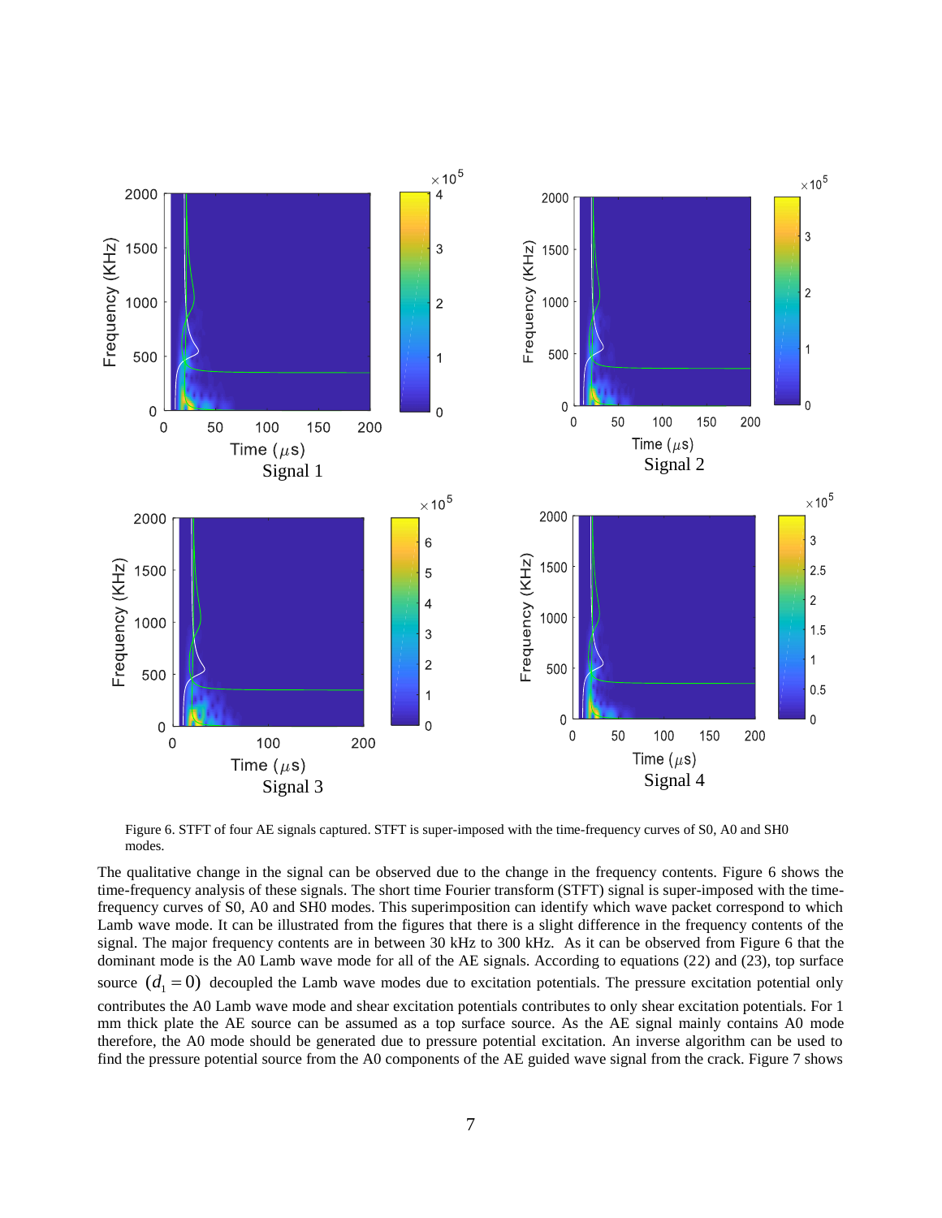Figure 6. STFT of four AE signals captured. STFT is super-imposed with the time-frequency curves of S0, A0 and SH0 modes.

The qualitative change in the signal can be observed due to the change in the frequency contents. Figure 6 shows the time-frequency analysis of these signals. The short time Fourier transform (STFT) signal is super-imposed with the time-frequency curves of S0, A0 and SH0 modes. This superimposition can identify which wave packet correspond to which Lamb wave mode. It can be illustrated from the figures that there is a slight difference in the frequency contents of the signal. The major frequency contents are in between 30 kHz to 300 kHz. As it can be observed from Figure 6 that the dominant mode is the A0 Lamb wave mode for all of the AE signals. According to equations (22) and (23), top surface source $(d_1 = 0)$ decoupled the Lamb wave modes due to excitation potentials. The pressure excitation potential only contributes the A0 Lamb wave mode and shear excitation potentials contributes to only shear excitation potentials. For 1 mm thick plate the AE source can be assumed as a top surface source. As the AE signal mainly contains A0 mode therefore, the A0 mode should be generated due to pressure potential excitation. An inverse algorithm can be used to find the pressure potential source from the A0 components of the AE guided wave signal from the crack. Figure 7 shows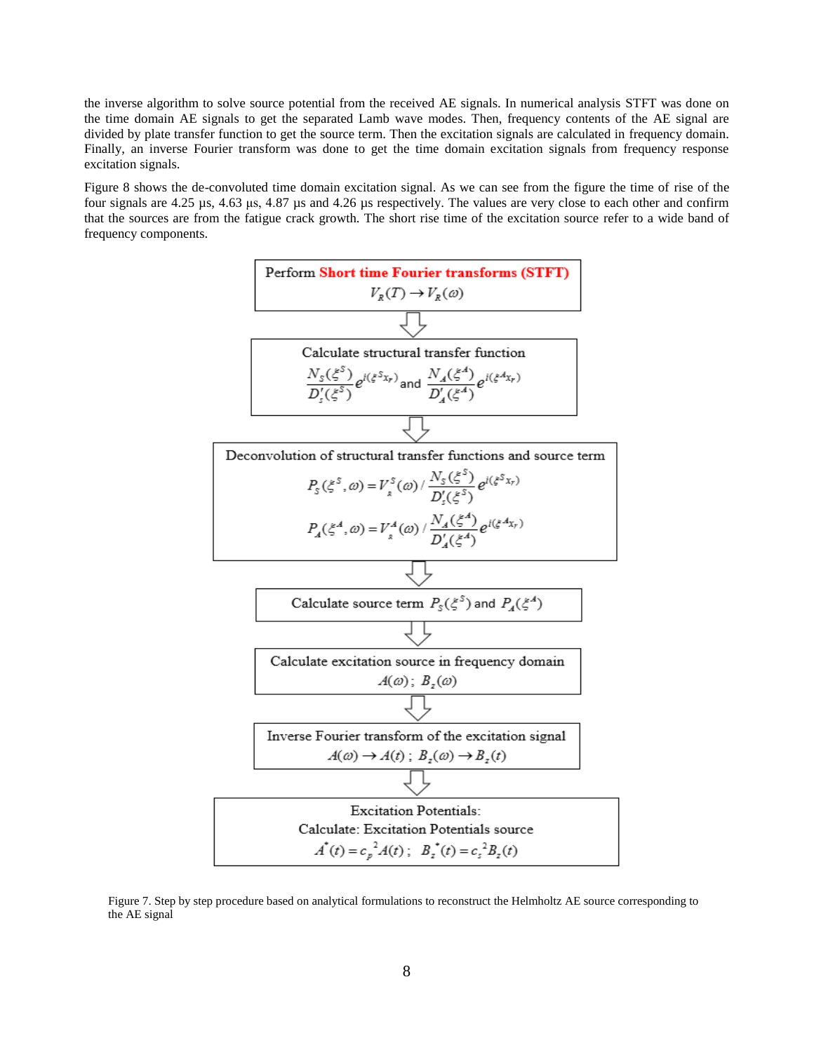the inverse algorithm to solve source potential from the received AE signals. In numerical analysis STFT was done on the time domain AE signals to get the separated Lamb wave modes. Then, frequency contents of the AE signal are divided by plate transfer function to get the source term. Then the excitation signals are calculated in frequency domain. Finally, an inverse Fourier transform was done to get the time domain excitation signals from frequency response excitation signals.

Figure 8 shows the de-convoluted time domain excitation signal. As we can see from the figure the time of rise of the four signals are 4.25 µs, 4.63 µs, 4.87 µs and 4.26 µs respectively. The values are very close to each other and confirm that the sources are from the fatigue crack growth. The short rise time of the excitation source refer to a wide band of frequency components.

**Perform Short time Fourier transforms (STFT)**

$$V_R(T) \rightarrow V_R(\omega)$$

⇩

**Calculate structural transfer function**

$$\frac{N_S(\xi^S)}{D_S'(\xi^S)} e^{i(\xi^S x_r)} \text{ and } \frac{N_A(\xi^A)}{D_A'(\xi^A)} e^{i(\xi^A x_r)}$$

⇩

**Deconvolution of structural transfer functions and source term**

$$P_S(\xi^S, \omega) = V_z^S(\omega) / \frac{N_S(\xi^S)}{D_S'(\xi^S)} e^{i(\xi^S x_r)}$$

$$P_A(\xi^A, \omega) = V_z^A(\omega) / \frac{N_A(\xi^A)}{D_A'(\xi^A)} e^{i(\xi^A x_r)}$$

⇩

**Calculate source term** $P_S(\xi^S)$ and $P_A(\xi^A)$

⇩

**Calculate excitation source in frequency domain**

$$A(\omega);\ B_z(\omega)$$

⇩

**Inverse Fourier transform of the excitation signal**

$$A(\omega) \rightarrow A(t);\ B_z(\omega) \rightarrow B_z(t)$$

⇩

**Excitation Potentials:**

**Calculate: Excitation Potentials source**

$$A^*(t) = c_p^{\ 2} A(t);\ \ B_z^*(t) = c_s^{\ 2} B_z(t)$$

Figure 7. Step by step procedure based on analytical formulations to reconstruct the Helmholtz AE source corresponding to the AE signal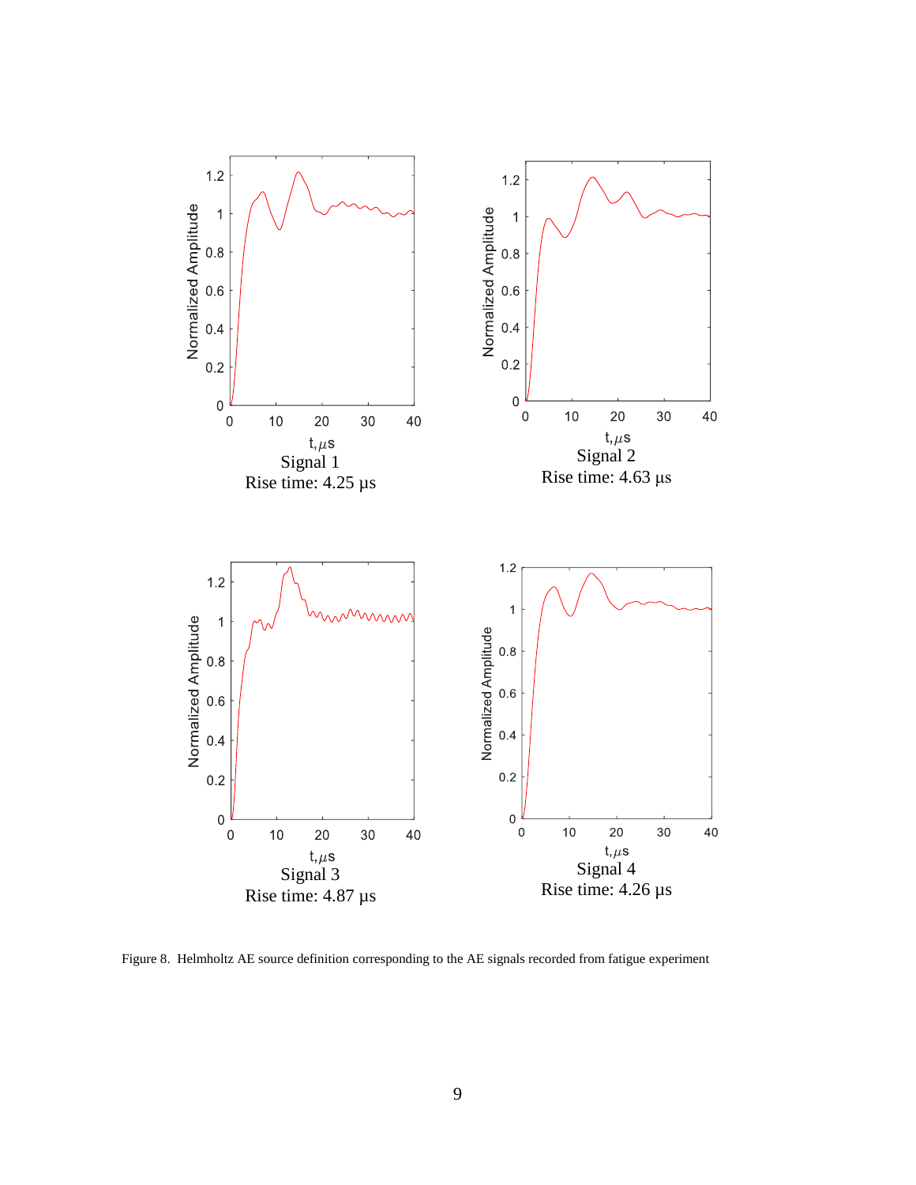Signal 1
Rise time: 4.25 μs

Signal 2
Rise time: 4.63 μs

Signal 3
Rise time: 4.87 μs

Signal 4
Rise time: 4.26 μs

Figure 8. Helmholtz AE source definition corresponding to the AE signals recorded from fatigue experiment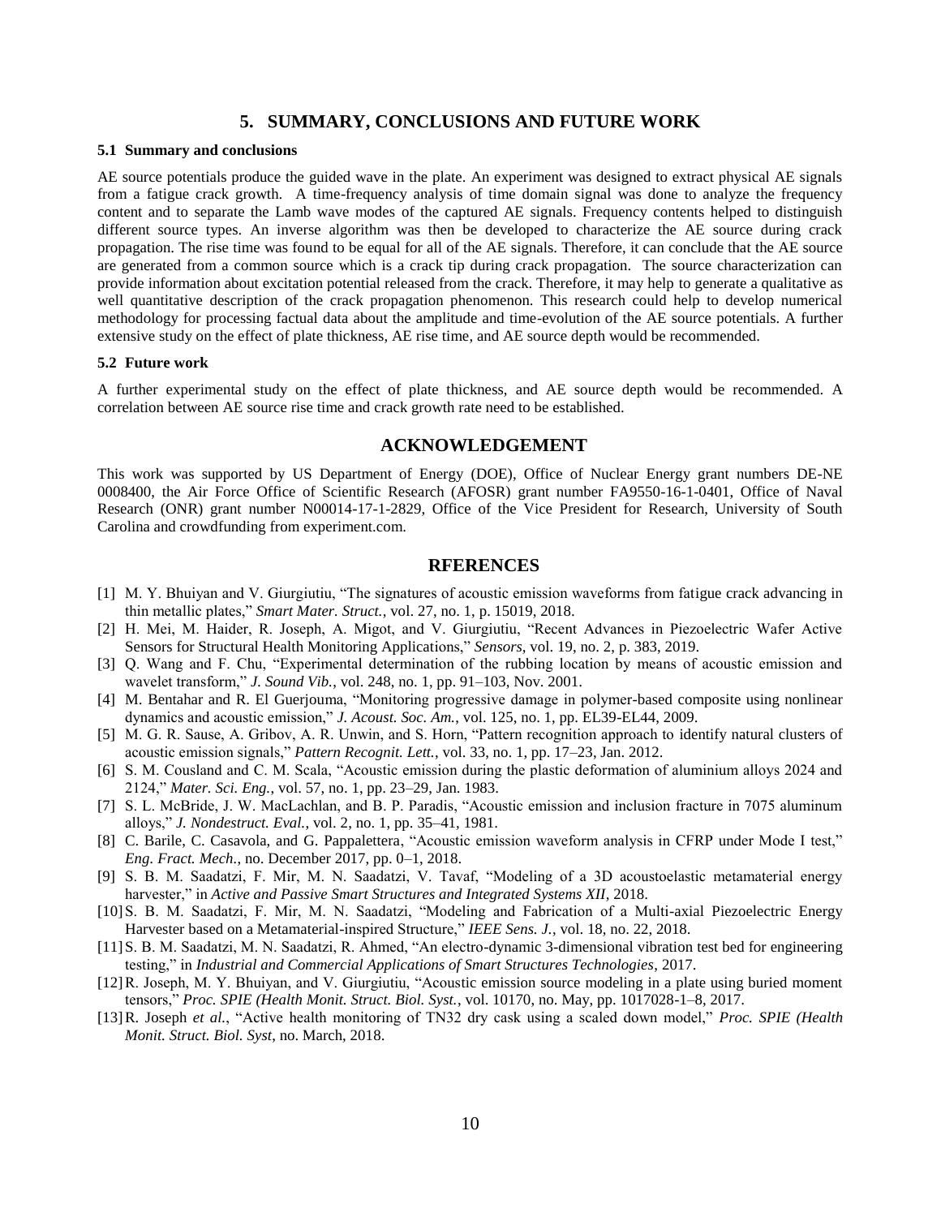## 5. SUMMARY, CONCLUSIONS AND FUTURE WORK

### 5.1 Summary and conclusions

AE source potentials produce the guided wave in the plate. An experiment was designed to extract physical AE signals from a fatigue crack growth. A time-frequency analysis of time domain signal was done to analyze the frequency content and to separate the Lamb wave modes of the captured AE signals. Frequency contents helped to distinguish different source types. An inverse algorithm was then be developed to characterize the AE source during crack propagation. The rise time was found to be equal for all of the AE signals. Therefore, it can conclude that the AE source are generated from a common source which is a crack tip during crack propagation. The source characterization can provide information about excitation potential released from the crack. Therefore, it may help to generate a qualitative as well quantitative description of the crack propagation phenomenon. This research could help to develop numerical methodology for processing factual data about the amplitude and time-evolution of the AE source potentials. A further extensive study on the effect of plate thickness, AE rise time, and AE source depth would be recommended.

### 5.2 Future work

A further experimental study on the effect of plate thickness, and AE source depth would be recommended. A correlation between AE source rise time and crack growth rate need to be established.

## ACKNOWLEDGEMENT

This work was supported by US Department of Energy (DOE), Office of Nuclear Energy grant numbers DE-NE 0008400, the Air Force Office of Scientific Research (AFOSR) grant number FA9550-16-1-0401, Office of Naval Research (ONR) grant number N00014-17-1-2829, Office of the Vice President for Research, University of South Carolina and crowdfunding from experiment.com.

## RFERENCES

[1] M. Y. Bhuiyan and V. Giurgiutiu, "The signatures of acoustic emission waveforms from fatigue crack advancing in thin metallic plates," *Smart Mater. Struct.*, vol. 27, no. 1, p. 15019, 2018.

[2] H. Mei, M. Haider, R. Joseph, A. Migot, and V. Giurgiutiu, "Recent Advances in Piezoelectric Wafer Active Sensors for Structural Health Monitoring Applications," *Sensors*, vol. 19, no. 2, p. 383, 2019.

[3] Q. Wang and F. Chu, "Experimental determination of the rubbing location by means of acoustic emission and wavelet transform," *J. Sound Vib.*, vol. 248, no. 1, pp. 91–103, Nov. 2001.

[4] M. Bentahar and R. El Guerjouma, "Monitoring progressive damage in polymer-based composite using nonlinear dynamics and acoustic emission," *J. Acoust. Soc. Am.*, vol. 125, no. 1, pp. EL39-EL44, 2009.

[5] M. G. R. Sause, A. Gribov, A. R. Unwin, and S. Horn, "Pattern recognition approach to identify natural clusters of acoustic emission signals," *Pattern Recognit. Lett.*, vol. 33, no. 1, pp. 17–23, Jan. 2012.

[6] S. M. Cousland and C. M. Scala, "Acoustic emission during the plastic deformation of aluminium alloys 2024 and 2124," *Mater. Sci. Eng.*, vol. 57, no. 1, pp. 23–29, Jan. 1983.

[7] S. L. McBride, J. W. MacLachlan, and B. P. Paradis, "Acoustic emission and inclusion fracture in 7075 aluminum alloys," *J. Nondestruct. Eval.*, vol. 2, no. 1, pp. 35–41, 1981.

[8] C. Barile, C. Casavola, and G. Pappalettera, "Acoustic emission waveform analysis in CFRP under Mode I test," *Eng. Fract. Mech.*, no. December 2017, pp. 0–1, 2018.

[9] S. B. M. Saadatzi, F. Mir, M. N. Saadatzi, V. Tavaf, "Modeling of a 3D acoustoelastic metamaterial energy harvester," in *Active and Passive Smart Structures and Integrated Systems XII*, 2018.

[10] S. B. M. Saadatzi, F. Mir, M. N. Saadatzi, "Modeling and Fabrication of a Multi-axial Piezoelectric Energy Harvester based on a Metamaterial-inspired Structure," *IEEE Sens. J.*, vol. 18, no. 22, 2018.

[11] S. B. M. Saadatzi, M. N. Saadatzi, R. Ahmed, "An electro-dynamic 3-dimensional vibration test bed for engineering testing," in *Industrial and Commercial Applications of Smart Structures Technologies*, 2017.

[12] R. Joseph, M. Y. Bhuiyan, and V. Giurgiutiu, "Acoustic emission source modeling in a plate using buried moment tensors," *Proc. SPIE (Health Monit. Struct. Biol. Syst.*, vol. 10170, no. May, pp. 1017028-1–8, 2017.

[13] R. Joseph *et al.*, "Active health monitoring of TN32 dry cask using a scaled down model," *Proc. SPIE (Health Monit. Struct. Biol. Syst*, no. March, 2018.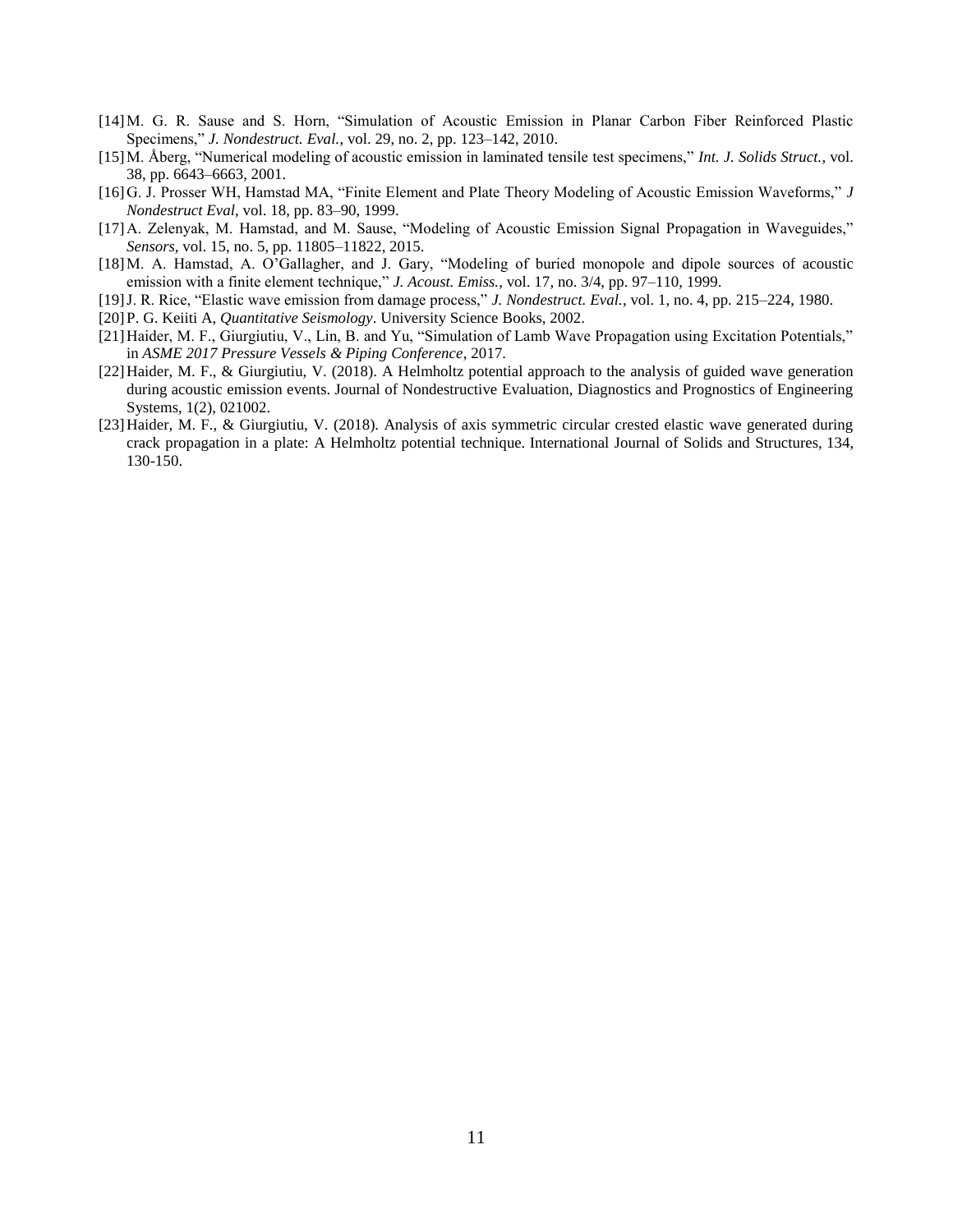[14] M. G. R. Sause and S. Horn, "Simulation of Acoustic Emission in Planar Carbon Fiber Reinforced Plastic Specimens," *J. Nondestruct. Eval.*, vol. 29, no. 2, pp. 123–142, 2010.

[15] M. Åberg, "Numerical modeling of acoustic emission in laminated tensile test specimens," *Int. J. Solids Struct.*, vol. 38, pp. 6643–6663, 2001.

[16] G. J. Prosser WH, Hamstad MA, "Finite Element and Plate Theory Modeling of Acoustic Emission Waveforms," *J Nondestruct Eval*, vol. 18, pp. 83–90, 1999.

[17] A. Zelenyak, M. Hamstad, and M. Sause, "Modeling of Acoustic Emission Signal Propagation in Waveguides," *Sensors*, vol. 15, no. 5, pp. 11805–11822, 2015.

[18] M. A. Hamstad, A. O'Gallagher, and J. Gary, "Modeling of buried monopole and dipole sources of acoustic emission with a finite element technique," *J. Acoust. Emiss.*, vol. 17, no. 3/4, pp. 97–110, 1999.

[19] J. R. Rice, "Elastic wave emission from damage process," *J. Nondestruct. Eval.*, vol. 1, no. 4, pp. 215–224, 1980.

[20] P. G. Keiiti A, *Quantitative Seismology*. University Science Books, 2002.

[21] Haider, M. F., Giurgiutiu, V., Lin, B. and Yu, "Simulation of Lamb Wave Propagation using Excitation Potentials," in *ASME 2017 Pressure Vessels & Piping Conference*, 2017.

[22] Haider, M. F., & Giurgiutiu, V. (2018). A Helmholtz potential approach to the analysis of guided wave generation during acoustic emission events. Journal of Nondestructive Evaluation, Diagnostics and Prognostics of Engineering Systems, 1(2), 021002.

[23] Haider, M. F., & Giurgiutiu, V. (2018). Analysis of axis symmetric circular crested elastic wave generated during crack propagation in a plate: A Helmholtz potential technique. International Journal of Solids and Structures, 134, 130-150.